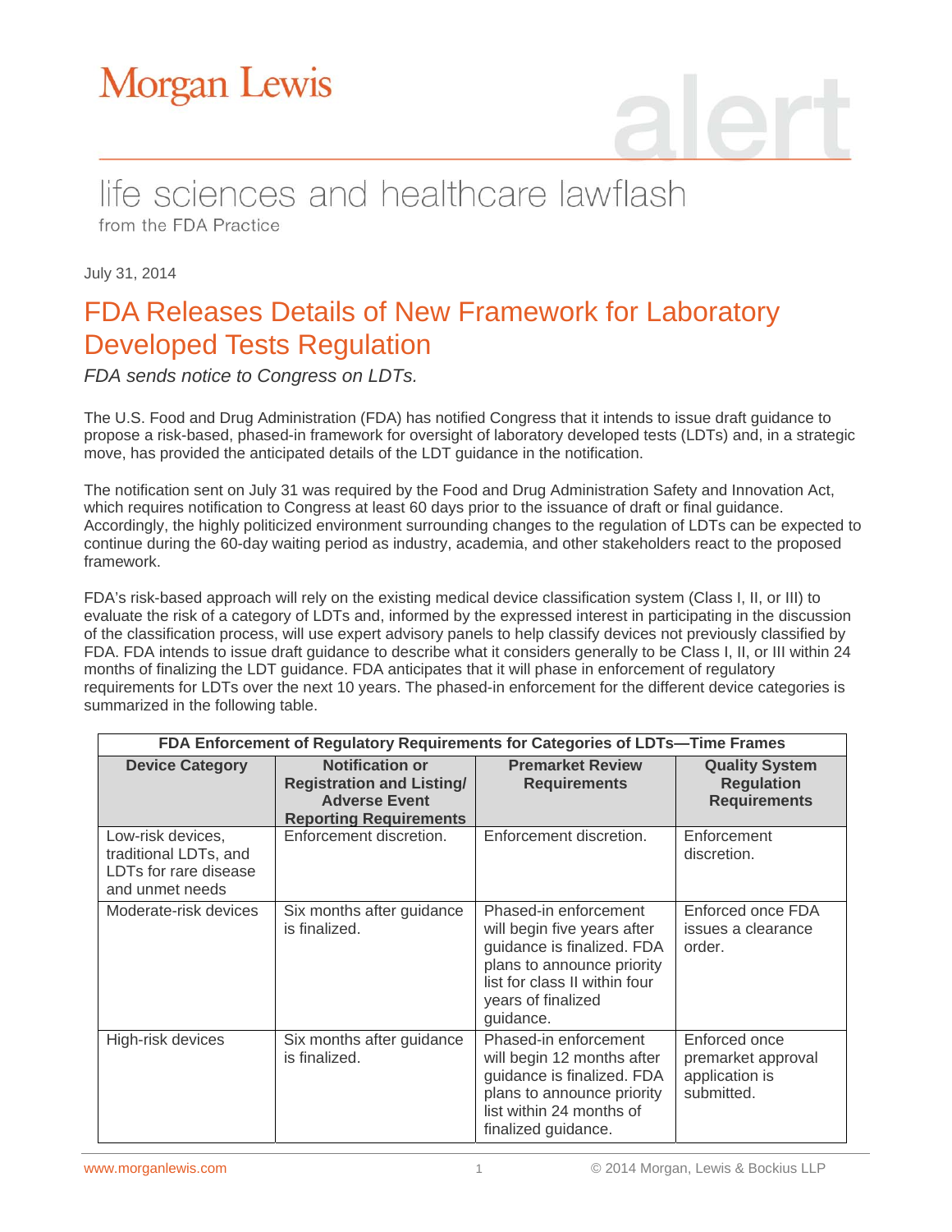Morgan Lewis

alert

life sciences and healthcare lawflash
from the FDA Practice

July 31, 2014

# FDA Releases Details of New Framework for Laboratory Developed Tests Regulation

*FDA sends notice to Congress on LDTs.*

The U.S. Food and Drug Administration (FDA) has notified Congress that it intends to issue draft guidance to propose a risk-based, phased-in framework for oversight of laboratory developed tests (LDTs) and, in a strategic move, has provided the anticipated details of the LDT guidance in the notification.

The notification sent on July 31 was required by the Food and Drug Administration Safety and Innovation Act, which requires notification to Congress at least 60 days prior to the issuance of draft or final guidance. Accordingly, the highly politicized environment surrounding changes to the regulation of LDTs can be expected to continue during the 60-day waiting period as industry, academia, and other stakeholders react to the proposed framework.

FDA's risk-based approach will rely on the existing medical device classification system (Class I, II, or III) to evaluate the risk of a category of LDTs and, informed by the expressed interest in participating in the discussion of the classification process, will use expert advisory panels to help classify devices not previously classified by FDA. FDA intends to issue draft guidance to describe what it considers generally to be Class I, II, or III within 24 months of finalizing the LDT guidance. FDA anticipates that it will phase in enforcement of regulatory requirements for LDTs over the next 10 years. The phased-in enforcement for the different device categories is summarized in the following table.

| FDA Enforcement of Regulatory Requirements for Categories of LDTs—Time Frames | | | |
|---|---|---|---|
| **Device Category** | **Notification or Registration and Listing/ Adverse Event Reporting Requirements** | **Premarket Review Requirements** | **Quality System Regulation Requirements** |
| Low-risk devices, traditional LDTs, and LDTs for rare disease and unmet needs | Enforcement discretion. | Enforcement discretion. | Enforcement discretion. |
| Moderate-risk devices | Six months after guidance is finalized. | Phased-in enforcement will begin five years after guidance is finalized. FDA plans to announce priority list for class II within four years of finalized guidance. | Enforced once FDA issues a clearance order. |
| High-risk devices | Six months after guidance is finalized. | Phased-in enforcement will begin 12 months after guidance is finalized. FDA plans to announce priority list within 24 months of finalized guidance. | Enforced once premarket approval application is submitted. |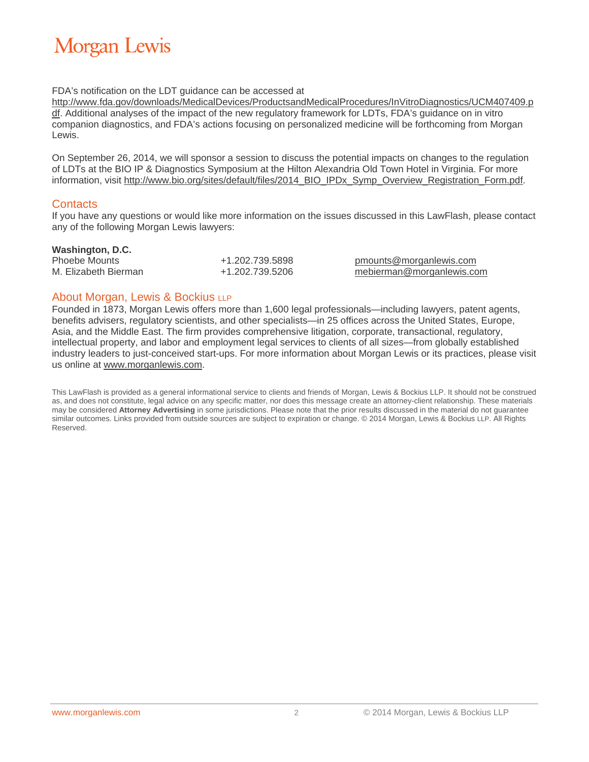FDA's notification on the LDT guidance can be accessed at http://www.fda.gov/downloads/MedicalDevices/ProductsandMedicalProcedures/InVitroDiagnostics/UCM407409.pdf. Additional analyses of the impact of the new regulatory framework for LDTs, FDA's guidance on in vitro companion diagnostics, and FDA's actions focusing on personalized medicine will be forthcoming from Morgan Lewis.

On September 26, 2014, we will sponsor a session to discuss the potential impacts on changes to the regulation of LDTs at the BIO IP & Diagnostics Symposium at the Hilton Alexandria Old Town Hotel in Virginia. For more information, visit http://www.bio.org/sites/default/files/2014_BIO_IPDx_Symp_Overview_Registration_Form.pdf.

## Contacts

If you have any questions or would like more information on the issues discussed in this LawFlash, please contact any of the following Morgan Lewis lawyers:

**Washington, D.C.**

| | | |
|---|---|---|
| Phoebe Mounts | +1.202.739.5898 | pmounts@morganlewis.com |
| M. Elizabeth Bierman | +1.202.739.5206 | mebierman@morganlewis.com |

## About Morgan, Lewis & Bockius LLP

Founded in 1873, Morgan Lewis offers more than 1,600 legal professionals—including lawyers, patent agents, benefits advisers, regulatory scientists, and other specialists—in 25 offices across the United States, Europe, Asia, and the Middle East. The firm provides comprehensive litigation, corporate, transactional, regulatory, intellectual property, and labor and employment legal services to clients of all sizes—from globally established industry leaders to just-conceived start-ups. For more information about Morgan Lewis or its practices, please visit us online at www.morganlewis.com.

This LawFlash is provided as a general informational service to clients and friends of Morgan, Lewis & Bockius LLP. It should not be construed as, and does not constitute, legal advice on any specific matter, nor does this message create an attorney-client relationship. These materials may be considered **Attorney Advertising** in some jurisdictions. Please note that the prior results discussed in the material do not guarantee similar outcomes. Links provided from outside sources are subject to expiration or change. © 2014 Morgan, Lewis & Bockius LLP. All Rights Reserved.